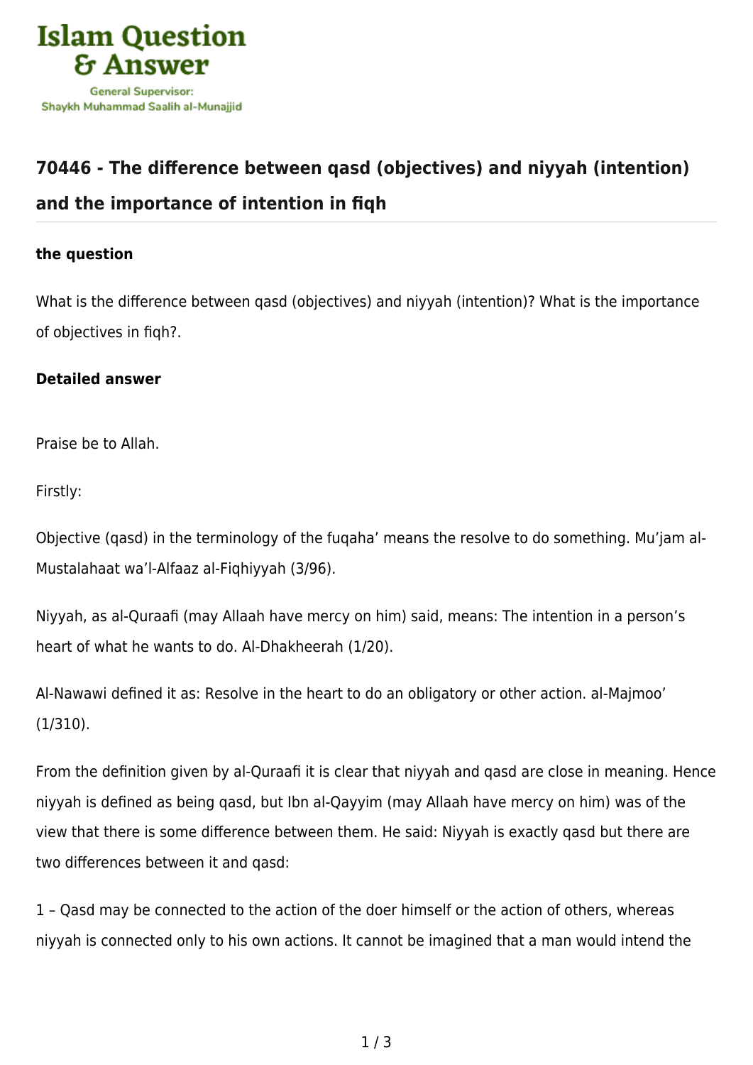Islam Question & Answer

General Supervisor: Shaykh Muhammad Saalih al-Munajjid

## 70446 - The difference between qasd (objectives) and niyyah (intention) and the importance of intention in fiqh

### the question

What is the difference between qasd (objectives) and niyyah (intention)? What is the importance of objectives in fiqh?.

### Detailed answer

Praise be to Allah.

Firstly:

Objective (qasd) in the terminology of the fuqaha' means the resolve to do something. Mu'jam al-Mustalahaat wa'l-Alfaaz al-Fiqhiyyah (3/96).

Niyyah, as al-Quraafi (may Allaah have mercy on him) said, means: The intention in a person's heart of what he wants to do. Al-Dhakheerah (1/20).

Al-Nawawi defined it as: Resolve in the heart to do an obligatory or other action. al-Majmoo' (1/310).

From the definition given by al-Quraafi it is clear that niyyah and qasd are close in meaning. Hence niyyah is defined as being qasd, but Ibn al-Qayyim (may Allaah have mercy on him) was of the view that there is some difference between them. He said: Niyyah is exactly qasd but there are two differences between it and qasd:

1 – Qasd may be connected to the action of the doer himself or the action of others, whereas niyyah is connected only to his own actions. It cannot be imagined that a man would intend the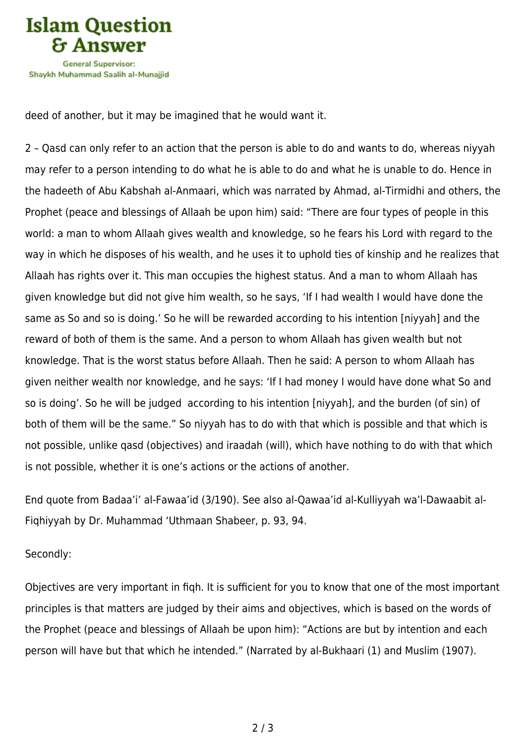deed of another, but it may be imagined that he would want it.

2 – Qasd can only refer to an action that the person is able to do and wants to do, whereas niyyah may refer to a person intending to do what he is able to do and what he is unable to do. Hence in the hadeeth of Abu Kabshah al-Anmaari, which was narrated by Ahmad, al-Tirmidhi and others, the Prophet (peace and blessings of Allaah be upon him) said: "There are four types of people in this world: a man to whom Allaah gives wealth and knowledge, so he fears his Lord with regard to the way in which he disposes of his wealth, and he uses it to uphold ties of kinship and he realizes that Allaah has rights over it. This man occupies the highest status. And a man to whom Allaah has given knowledge but did not give him wealth, so he says, 'If I had wealth I would have done the same as So and so is doing.' So he will be rewarded according to his intention [niyyah] and the reward of both of them is the same. And a person to whom Allaah has given wealth but not knowledge. That is the worst status before Allaah. Then he said: A person to whom Allaah has given neither wealth nor knowledge, and he says: 'If I had money I would have done what So and so is doing'. So he will be judged according to his intention [niyyah], and the burden (of sin) of both of them will be the same." So niyyah has to do with that which is possible and that which is not possible, unlike qasd (objectives) and iraadah (will), which have nothing to do with that which is not possible, whether it is one's actions or the actions of another.

End quote from Badaa'i' al-Fawaa'id (3/190). See also al-Qawaa'id al-Kulliyyah wa'l-Dawaabit al-Fiqhiyyah by Dr. Muhammad 'Uthmaan Shabeer, p. 93, 94.

Secondly:

Objectives are very important in fiqh. It is sufficient for you to know that one of the most important principles is that matters are judged by their aims and objectives, which is based on the words of the Prophet (peace and blessings of Allaah be upon him): "Actions are but by intention and each person will have but that which he intended." (Narrated by al-Bukhaari (1) and Muslim (1907).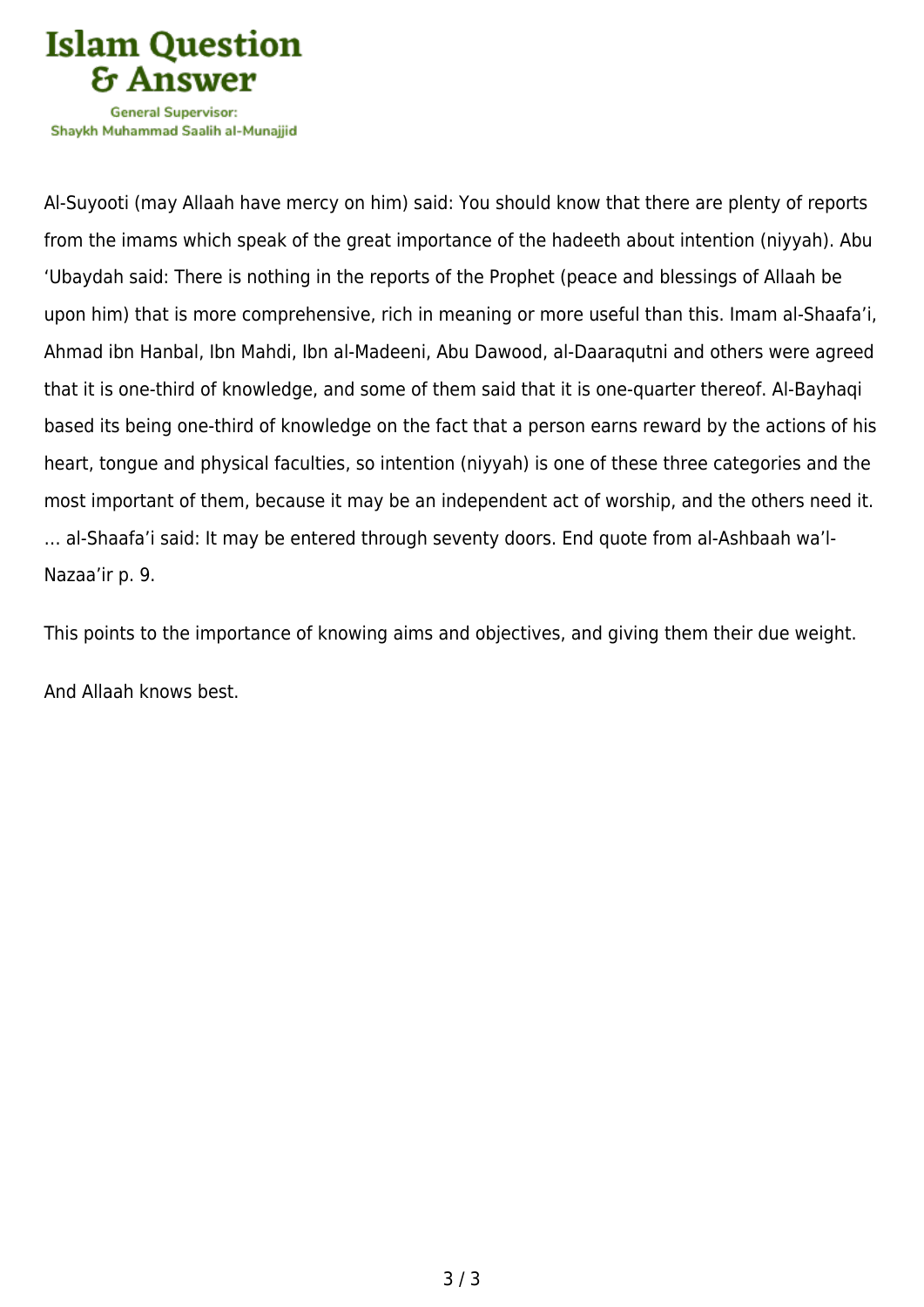Al-Suyooti (may Allaah have mercy on him) said: You should know that there are plenty of reports from the imams which speak of the great importance of the hadeeth about intention (niyyah). Abu ‘Ubaydah said: There is nothing in the reports of the Prophet (peace and blessings of Allaah be upon him) that is more comprehensive, rich in meaning or more useful than this. Imam al-Shaafa’i, Ahmad ibn Hanbal, Ibn Mahdi, Ibn al-Madeeni, Abu Dawood, al-Daaraqutni and others were agreed that it is one-third of knowledge, and some of them said that it is one-quarter thereof. Al-Bayhaqi based its being one-third of knowledge on the fact that a person earns reward by the actions of his heart, tongue and physical faculties, so intention (niyyah) is one of these three categories and the most important of them, because it may be an independent act of worship, and the others need it. … al-Shaafa’i said: It may be entered through seventy doors. End quote from al-Ashbaah wa’l-Nazaa’ir p. 9.

This points to the importance of knowing aims and objectives, and giving them their due weight.

And Allaah knows best.